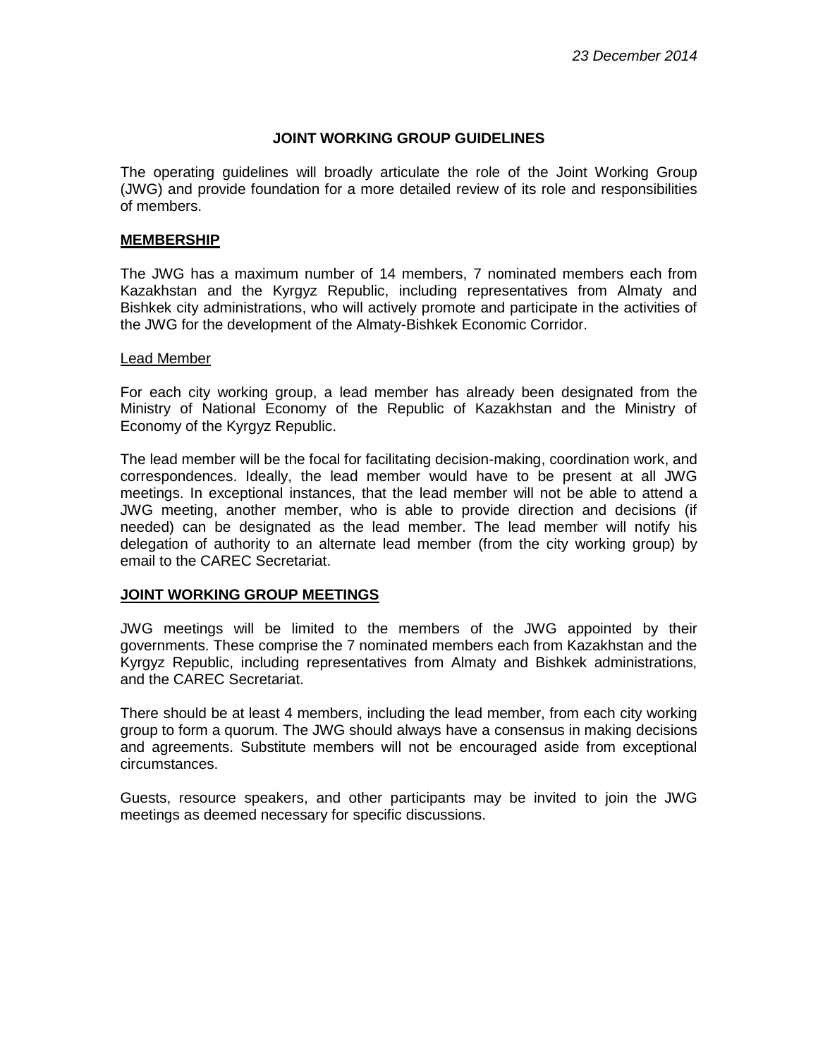*23 December 2014*

# JOINT WORKING GROUP GUIDELINES

The operating guidelines will broadly articulate the role of the Joint Working Group (JWG) and provide foundation for a more detailed review of its role and responsibilities of members.

## MEMBERSHIP

The JWG has a maximum number of 14 members, 7 nominated members each from Kazakhstan and the Kyrgyz Republic, including representatives from Almaty and Bishkek city administrations, who will actively promote and participate in the activities of the JWG for the development of the Almaty-Bishkek Economic Corridor.

### Lead Member

For each city working group, a lead member has already been designated from the Ministry of National Economy of the Republic of Kazakhstan and the Ministry of Economy of the Kyrgyz Republic.

The lead member will be the focal for facilitating decision-making, coordination work, and correspondences. Ideally, the lead member would have to be present at all JWG meetings. In exceptional instances, that the lead member will not be able to attend a JWG meeting, another member, who is able to provide direction and decisions (if needed) can be designated as the lead member. The lead member will notify his delegation of authority to an alternate lead member (from the city working group) by email to the CAREC Secretariat.

## JOINT WORKING GROUP MEETINGS

JWG meetings will be limited to the members of the JWG appointed by their governments. These comprise the 7 nominated members each from Kazakhstan and the Kyrgyz Republic, including representatives from Almaty and Bishkek administrations, and the CAREC Secretariat.

There should be at least 4 members, including the lead member, from each city working group to form a quorum. The JWG should always have a consensus in making decisions and agreements. Substitute members will not be encouraged aside from exceptional circumstances.

Guests, resource speakers, and other participants may be invited to join the JWG meetings as deemed necessary for specific discussions.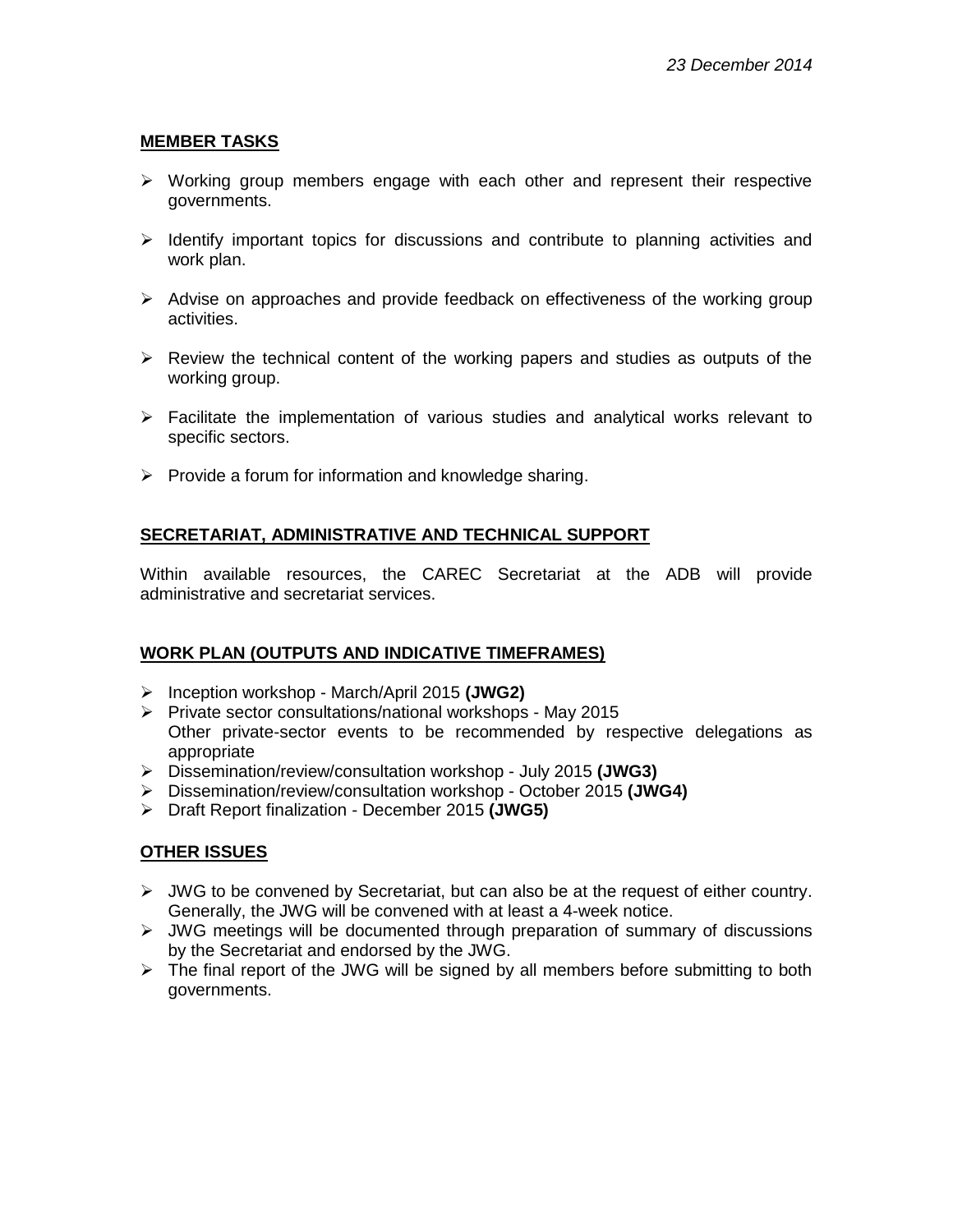*23 December 2014*

## MEMBER TASKS

- Working group members engage with each other and represent their respective governments.
- Identify important topics for discussions and contribute to planning activities and work plan.
- Advise on approaches and provide feedback on effectiveness of the working group activities.
- Review the technical content of the working papers and studies as outputs of the working group.
- Facilitate the implementation of various studies and analytical works relevant to specific sectors.
- Provide a forum for information and knowledge sharing.

## SECRETARIAT, ADMINISTRATIVE AND TECHNICAL SUPPORT

Within available resources, the CAREC Secretariat at the ADB will provide administrative and secretariat services.

## WORK PLAN (OUTPUTS AND INDICATIVE TIMEFRAMES)

- Inception workshop - March/April 2015 **(JWG2)**
- Private sector consultations/national workshops - May 2015
  Other private-sector events to be recommended by respective delegations as appropriate
- Dissemination/review/consultation workshop - July 2015 **(JWG3)**
- Dissemination/review/consultation workshop - October 2015 **(JWG4)**
- Draft Report finalization - December 2015 **(JWG5)**

## OTHER ISSUES

- JWG to be convened by Secretariat, but can also be at the request of either country. Generally, the JWG will be convened with at least a 4-week notice.
- JWG meetings will be documented through preparation of summary of discussions by the Secretariat and endorsed by the JWG.
- The final report of the JWG will be signed by all members before submitting to both governments.